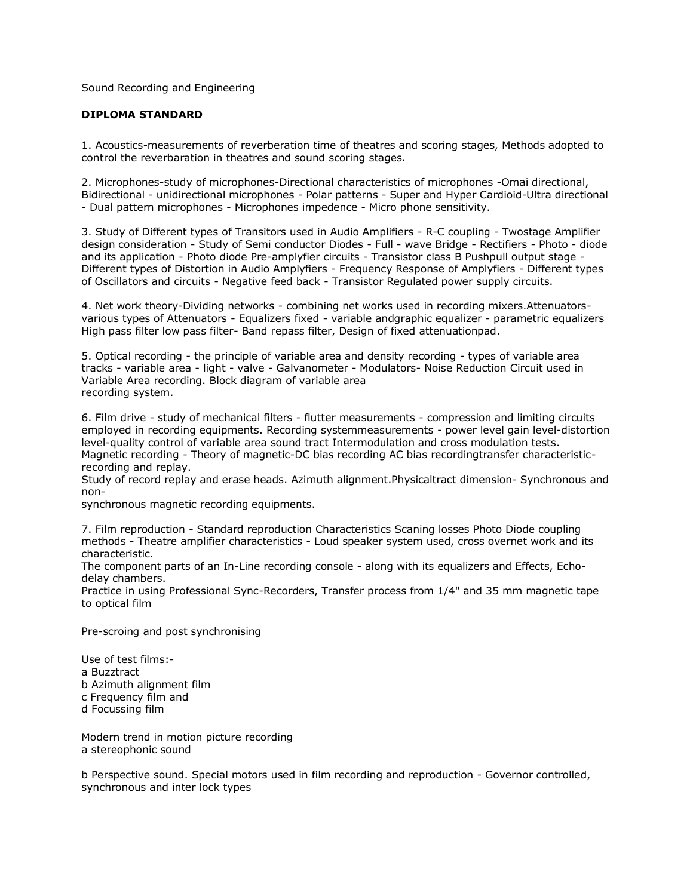Sound Recording and Engineering

**DIPLOMA STANDARD**

1. Acoustics-measurements of reverberation time of theatres and scoring stages, Methods adopted to control the reverbaration in theatres and sound scoring stages.

2. Microphones-study of microphones-Directional characteristics of microphones -Omai directional, Bidirectional - unidirectional microphones - Polar patterns - Super and Hyper Cardioid-Ultra directional - Dual pattern microphones - Microphones impedence - Micro phone sensitivity.

3. Study of Different types of Transitors used in Audio Amplifiers - R-C coupling - Twostage Amplifier design consideration - Study of Semi conductor Diodes - Full - wave Bridge - Rectifiers - Photo - diode and its application - Photo diode Pre-amplyfier circuits - Transistor class B Pushpull output stage - Different types of Distortion in Audio Amplyfiers - Frequency Response of Amplyfiers - Different types of Oscillators and circuits - Negative feed back - Transistor Regulated power supply circuits.

4. Net work theory-Dividing networks - combining net works used in recording mixers.Attenuators-various types of Attenuators - Equalizers fixed - variable andgraphic equalizer - parametric equalizers High pass filter low pass filter- Band repass filter, Design of fixed attenuationpad.

5. Optical recording - the principle of variable area and density recording - types of variable area tracks - variable area - light - valve - Galvanometer - Modulators- Noise Reduction Circuit used in Variable Area recording. Block diagram of variable area recording system.

6. Film drive - study of mechanical filters - flutter measurements - compression and limiting circuits employed in recording equipments. Recording systemmeasurements - power level gain level-distortion level-quality control of variable area sound tract Intermodulation and cross modulation tests. Magnetic recording - Theory of magnetic-DC bias recording AC bias recordingtransfer characteristic-recording and replay.
Study of record replay and erase heads. Azimuth alignment.Physicaltract dimension- Synchronous and non-synchronous magnetic recording equipments.

7. Film reproduction - Standard reproduction Characteristics Scaning losses Photo Diode coupling methods - Theatre amplifier characteristics - Loud speaker system used, cross overnet work and its characteristic.
The component parts of an In-Line recording console - along with its equalizers and Effects, Echo-delay chambers.
Practice in using Professional Sync-Recorders, Transfer process from 1/4" and 35 mm magnetic tape to optical film

Pre-scroing and post synchronising

Use of test films:-
a Buzztract
b Azimuth alignment film
c Frequency film and
d Focussing film

Modern trend in motion picture recording
a stereophonic sound

b Perspective sound. Special motors used in film recording and reproduction - Governor controlled, synchronous and inter lock types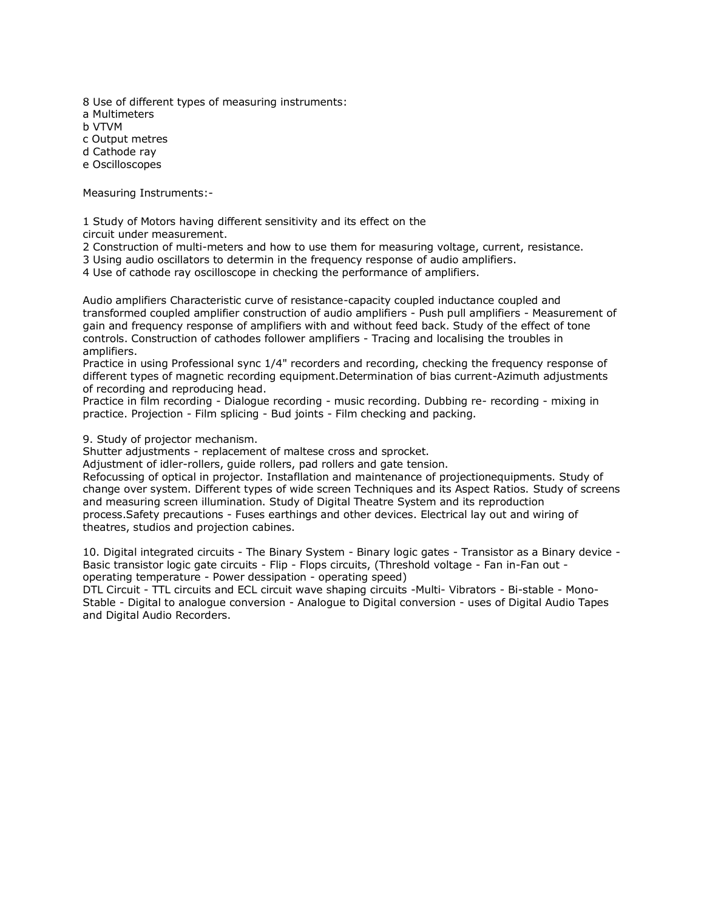8 Use of different types of measuring instruments:
a Multimeters
b VTVM
c Output metres
d Cathode ray
e Oscilloscopes

Measuring Instruments:-

1 Study of Motors having different sensitivity and its effect on the circuit under measurement.
2 Construction of multi-meters and how to use them for measuring voltage, current, resistance.
3 Using audio oscillators to determin in the frequency response of audio amplifiers.
4 Use of cathode ray oscilloscope in checking the performance of amplifiers.

Audio amplifiers Characteristic curve of resistance-capacity coupled inductance coupled and transformed coupled amplifier construction of audio amplifiers - Push pull amplifiers - Measurement of gain and frequency response of amplifiers with and without feed back. Study of the effect of tone controls. Construction of cathodes follower amplifiers - Tracing and localising the troubles in amplifiers.
Practice in using Professional sync 1/4" recorders and recording, checking the frequency response of different types of magnetic recording equipment.Determination of bias current-Azimuth adjustments of recording and reproducing head.
Practice in film recording - Dialogue recording - music recording. Dubbing re- recording - mixing in practice. Projection - Film splicing - Bud joints - Film checking and packing.

9. Study of projector mechanism.
Shutter adjustments - replacement of maltese cross and sprocket.
Adjustment of idler-rollers, guide rollers, pad rollers and gate tension.
Refocussing of optical in projector. Instafllation and maintenance of projectionequipments. Study of change over system. Different types of wide screen Techniques and its Aspect Ratios. Study of screens and measuring screen illumination. Study of Digital Theatre System and its reproduction process.Safety precautions - Fuses earthings and other devices. Electrical lay out and wiring of theatres, studios and projection cabines.

10. Digital integrated circuits - The Binary System - Binary logic gates - Transistor as a Binary device - Basic transistor logic gate circuits - Flip - Flops circuits, (Threshold voltage - Fan in-Fan out - operating temperature - Power dessipation - operating speed)
DTL Circuit - TTL circuits and ECL circuit wave shaping circuits -Multi- Vibrators - Bi-stable - Mono-Stable - Digital to analogue conversion - Analogue to Digital conversion - uses of Digital Audio Tapes and Digital Audio Recorders.